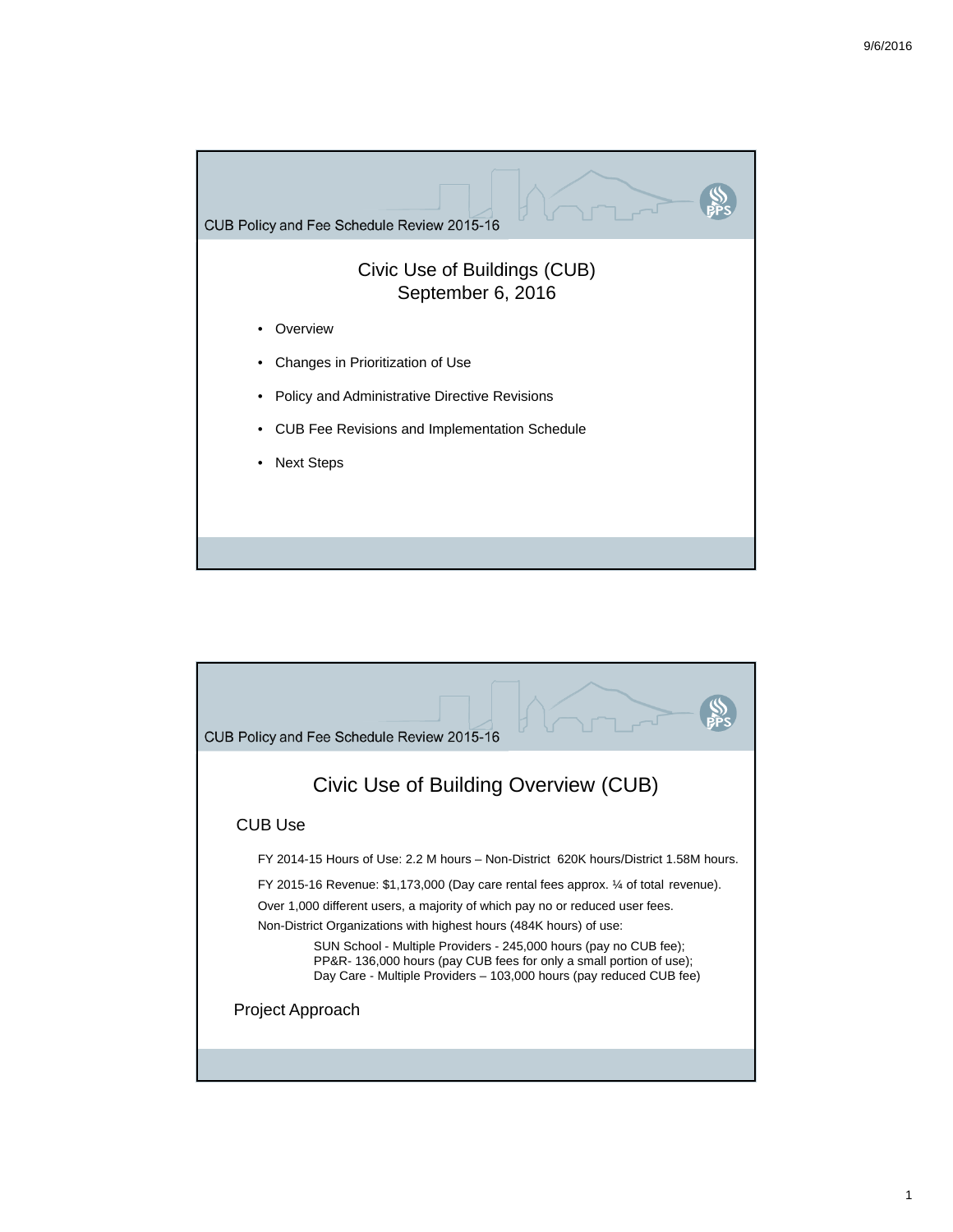## CUB Policy and Fee Schedule Review 2015-16

# Civic Use of Buildings (CUB)
# September 6, 2016

- Overview
- Changes in Prioritization of Use
- Policy and Administrative Directive Revisions
- CUB Fee Revisions and Implementation Schedule
- Next Steps

## CUB Policy and Fee Schedule Review 2015-16

# Civic Use of Building Overview (CUB)

### CUB Use

FY 2014-15 Hours of Use: 2.2 M hours – Non-District 620K hours/District 1.58M hours.

FY 2015-16 Revenue: $1,173,000 (Day care rental fees approx. ¼ of total revenue).

Over 1,000 different users, a majority of which pay no or reduced user fees.

Non-District Organizations with highest hours (484K hours) of use:

- SUN School - Multiple Providers - 245,000 hours (pay no CUB fee);
- PP&R- 136,000 hours (pay CUB fees for only a small portion of use);
- Day Care - Multiple Providers – 103,000 hours (pay reduced CUB fee)

### Project Approach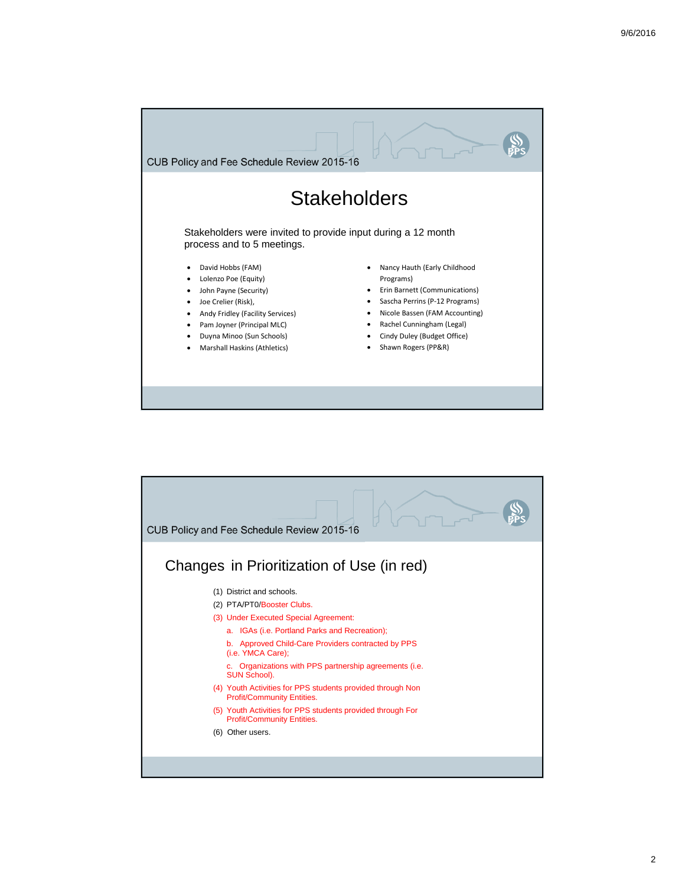CUB Policy and Fee Schedule Review 2015-16

# Stakeholders

Stakeholders were invited to provide input during a 12 month process and to 5 meetings.

- David Hobbs (FAM)
- Lolenzo Poe (Equity)
- John Payne (Security)
- Joe Crelier (Risk),
- Andy Fridley (Facility Services)
- Pam Joyner (Principal MLC)
- Duyna Minoo (Sun Schools)
- Marshall Haskins (Athletics)
- Nancy Hauth (Early Childhood Programs)
- Erin Barnett (Communications)
- Sascha Perrins (P-12 Programs)
- Nicole Bassen (FAM Accounting)
- Rachel Cunningham (Legal)
- Cindy Duley (Budget Office)
- Shawn Rogers (PP&R)

CUB Policy and Fee Schedule Review 2015-16

## Changes in Prioritization of Use (in red)

(1) District and schools.

(2) PTA/PT0/Booster Clubs.

(3) Under Executed Special Agreement:

  a. IGAs (i.e. Portland Parks and Recreation);

  b. Approved Child-Care Providers contracted by PPS (i.e. YMCA Care);

  c. Organizations with PPS partnership agreements (i.e. SUN School).

(4) Youth Activities for PPS students provided through Non Profit/Community Entities.

(5) Youth Activities for PPS students provided through For Profit/Community Entities.

(6) Other users.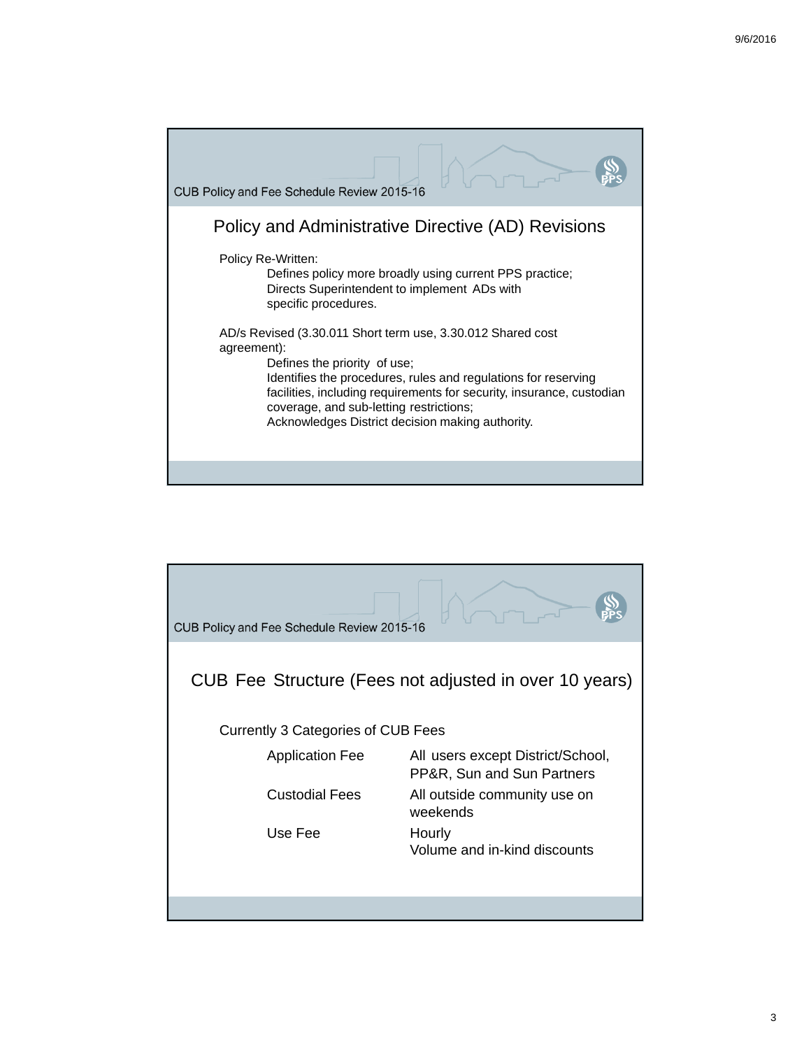CUB Policy and Fee Schedule Review 2015-16

## Policy and Administrative Directive (AD) Revisions

Policy Re-Written:
- Defines policy more broadly using current PPS practice;
- Directs Superintendent to implement ADs with specific procedures.

AD/s Revised (3.30.011 Short term use, 3.30.012 Shared cost agreement):
- Defines the priority of use;
- Identifies the procedures, rules and regulations for reserving facilities, including requirements for security, insurance, custodian coverage, and sub-letting restrictions;
- Acknowledges District decision making authority.

CUB Policy and Fee Schedule Review 2015-16

## CUB Fee Structure (Fees not adjusted in over 10 years)

Currently 3 Categories of CUB Fees

| | |
|---|---|
| Application Fee | All users except District/School, PP&R, Sun and Sun Partners |
| Custodial Fees | All outside community use on weekends |
| Use Fee | Hourly<br>Volume and in-kind discounts |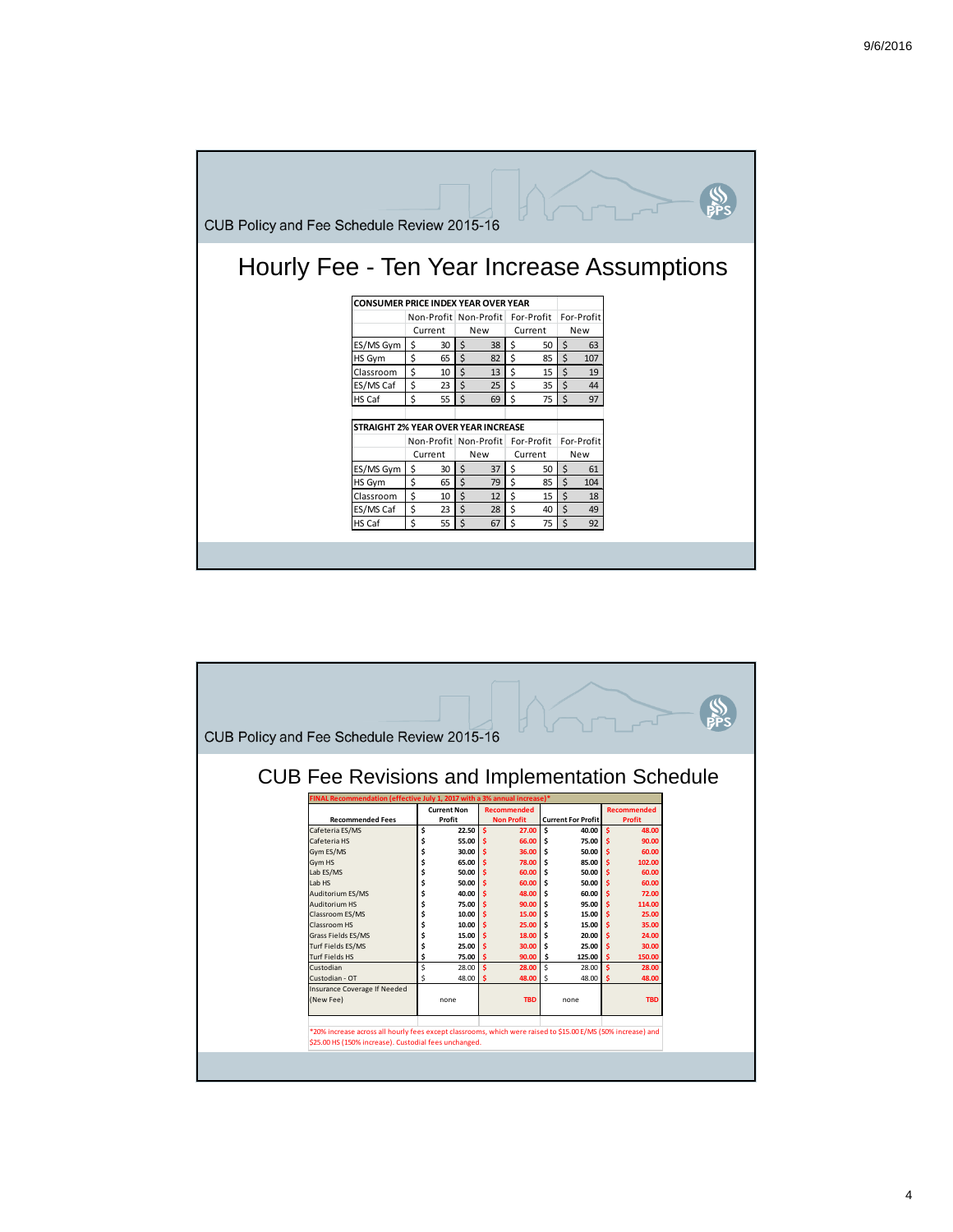CUB Policy and Fee Schedule Review 2015-16

# Hourly Fee - Ten Year Increase Assumptions

| CONSUMER PRICE INDEX YEAR OVER YEAR | Non-Profit Current | Non-Profit New | For-Profit Current | For-Profit New |
|---|---|---|---|---|
| ES/MS Gym | $ 30 | $ 38 | $ 50 | $ 63 |
| HS Gym | $ 65 | $ 82 | $ 85 | $ 107 |
| Classroom | $ 10 | $ 13 | $ 15 | $ 19 |
| ES/MS Caf | $ 23 | $ 25 | $ 35 | $ 44 |
| HS Caf | $ 55 | $ 69 | $ 75 | $ 97 |

| STRAIGHT 2% YEAR OVER YEAR INCREASE | Non-Profit Current | Non-Profit New | For-Profit Current | For-Profit New |
|---|---|---|---|---|
| ES/MS Gym | $ 30 | $ 37 | $ 50 | $ 61 |
| HS Gym | $ 65 | $ 79 | $ 85 | $ 104 |
| Classroom | $ 10 | $ 12 | $ 15 | $ 18 |
| ES/MS Caf | $ 23 | $ 28 | $ 40 | $ 49 |
| HS Caf | $ 55 | $ 67 | $ 75 | $ 92 |

CUB Policy and Fee Schedule Review 2015-16

# CUB Fee Revisions and Implementation Schedule

FINAL Recommendation (effective July 1, 2017 with a 3% annual increase)*

| Recommended Fees | Current Non Profit | Recommended Non Profit | Current For Profit | Recommended Profit |
|---|---|---|---|---|
| Cafeteria ES/MS | $ 22.50 | $ 27.00 | $ 40.00 | $ 48.00 |
| Cafeteria HS | $ 55.00 | $ 66.00 | $ 75.00 | $ 90.00 |
| Gym ES/MS | $ 30.00 | $ 36.00 | $ 50.00 | $ 60.00 |
| Gym HS | $ 65.00 | $ 78.00 | $ 85.00 | $ 102.00 |
| Lab ES/MS | $ 50.00 | $ 60.00 | $ 50.00 | $ 60.00 |
| Lab HS | $ 50.00 | $ 60.00 | $ 50.00 | $ 60.00 |
| Auditorium ES/MS | $ 40.00 | $ 48.00 | $ 60.00 | $ 72.00 |
| Auditorium HS | $ 75.00 | $ 90.00 | $ 95.00 | $ 114.00 |
| Classroom ES/MS | $ 10.00 | $ 15.00 | $ 15.00 | $ 25.00 |
| Classroom HS | $ 10.00 | $ 25.00 | $ 15.00 | $ 35.00 |
| Grass Fields ES/MS | $ 15.00 | $ 18.00 | $ 20.00 | $ 24.00 |
| Turf Fields ES/MS | $ 25.00 | $ 30.00 | $ 25.00 | $ 30.00 |
| Turf Fields HS | $ 75.00 | $ 90.00 | $ 125.00 | $ 150.00 |
| Custodian | $ 28.00 | $ 28.00 | $ 28.00 | $ 28.00 |
| Custodian - OT | $ 48.00 | $ 48.00 | $ 48.00 | $ 48.00 |
| Insurance Coverage If Needed (New Fee) | none | TBD | none | TBD |

*20% increase across all hourly fees except classrooms, which were raised to $15.00 E/MS (50% increase) and $25.00 HS (150% increase). Custodial fees unchanged.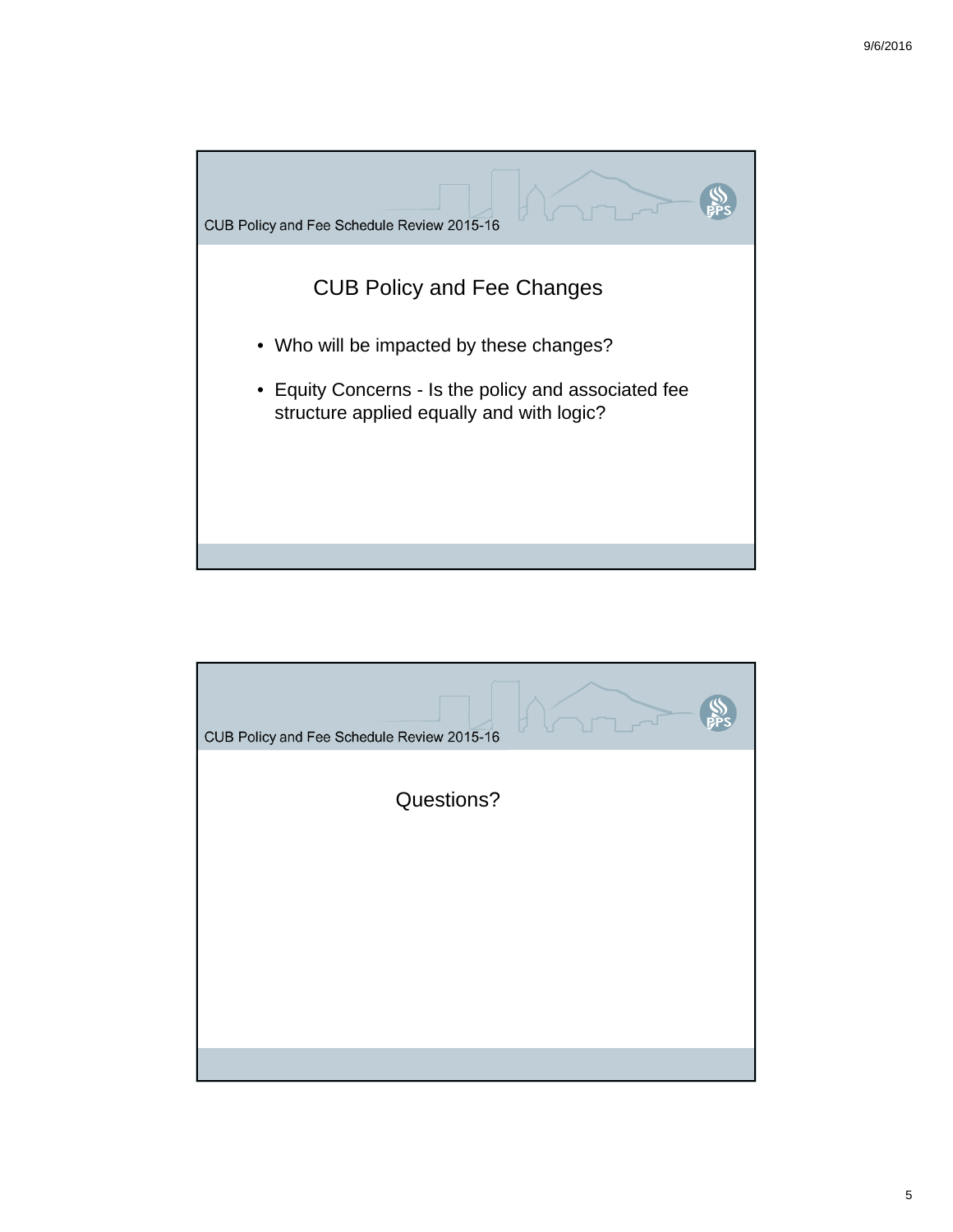CUB Policy and Fee Schedule Review 2015-16

## CUB Policy and Fee Changes

- Who will be impacted by these changes?
- Equity Concerns - Is the policy and associated fee structure applied equally and with logic?

CUB Policy and Fee Schedule Review 2015-16

## Questions?